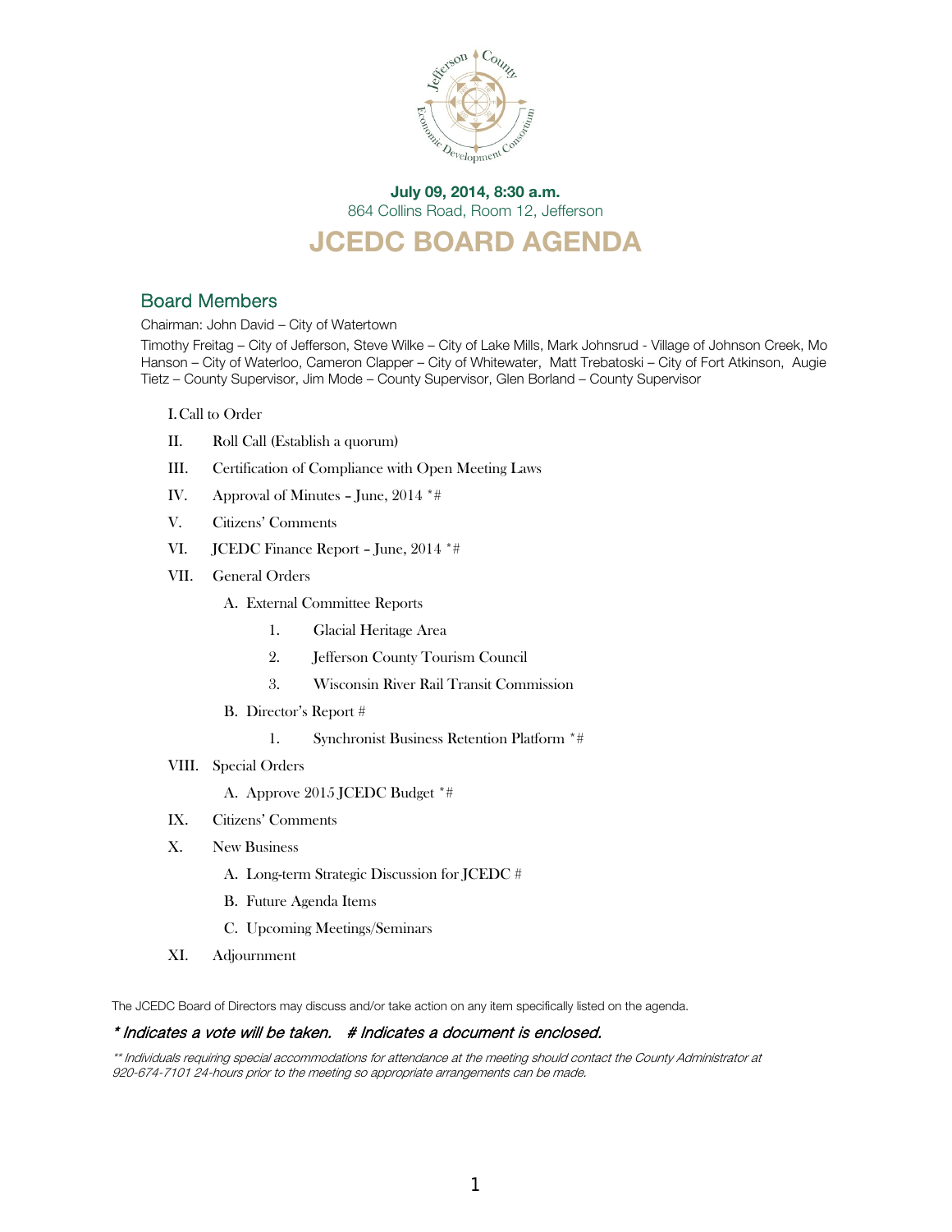**July 09, 2014, 8:30 a.m.**
864 Collins Road, Room 12, Jefferson

# JCEDC BOARD AGENDA

## Board Members

Chairman: John David – City of Watertown

Timothy Freitag – City of Jefferson, Steve Wilke – City of Lake Mills, Mark Johnsrud - Village of Johnson Creek, Mo Hanson – City of Waterloo, Cameron Clapper – City of Whitewater, Matt Trebatoski – City of Fort Atkinson, Augie Tietz – County Supervisor, Jim Mode – County Supervisor, Glen Borland – County Supervisor

I. Call to Order

II. Roll Call (Establish a quorum)

III. Certification of Compliance with Open Meeting Laws

IV. Approval of Minutes – June, 2014 *#

V. Citizens' Comments

VI. JCEDC Finance Report – June, 2014 *#

VII. General Orders

  A. External Committee Reports

    1. Glacial Heritage Area

    2. Jefferson County Tourism Council

    3. Wisconsin River Rail Transit Commission

  B. Director's Report #

    1. Synchronist Business Retention Platform *#

VIII. Special Orders

  A. Approve 2015 JCEDC Budget *#

IX. Citizens' Comments

X. New Business

  A. Long-term Strategic Discussion for JCEDC #

  B. Future Agenda Items

  C. Upcoming Meetings/Seminars

XI. Adjournment

The JCEDC Board of Directors may discuss and/or take action on any item specifically listed on the agenda.

***\* Indicates a vote will be taken.   # Indicates a document is enclosed.***

*** Individuals requiring special accommodations for attendance at the meeting should contact the County Administrator at 920-674-7101 24-hours prior to the meeting so appropriate arrangements can be made.*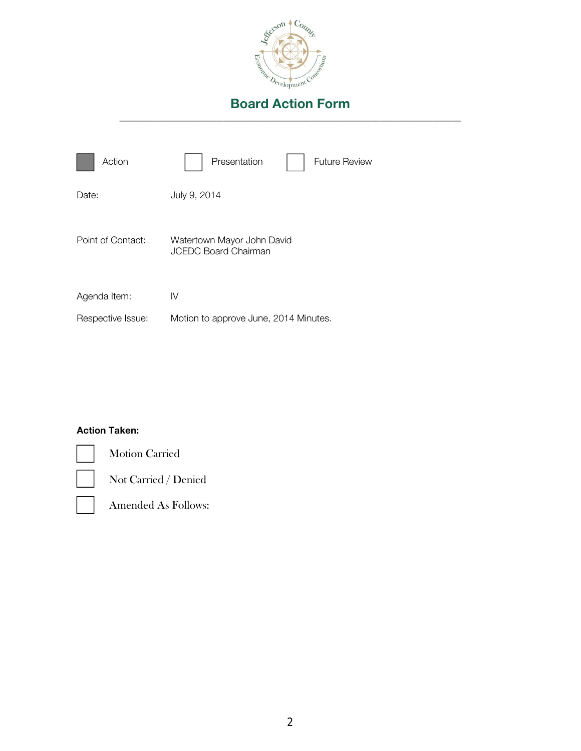# Board Action Form

---

- [x] Action
- [ ] Presentation
- [ ] Future Review

Date: July 9, 2014

Point of Contact: Watertown Mayor John David
JCEDC Board Chairman

Agenda Item: IV

Respective Issue: Motion to approve June, 2014 Minutes.

**Action Taken:**

- [ ] Motion Carried
- [ ] Not Carried / Denied
- [ ] Amended As Follows: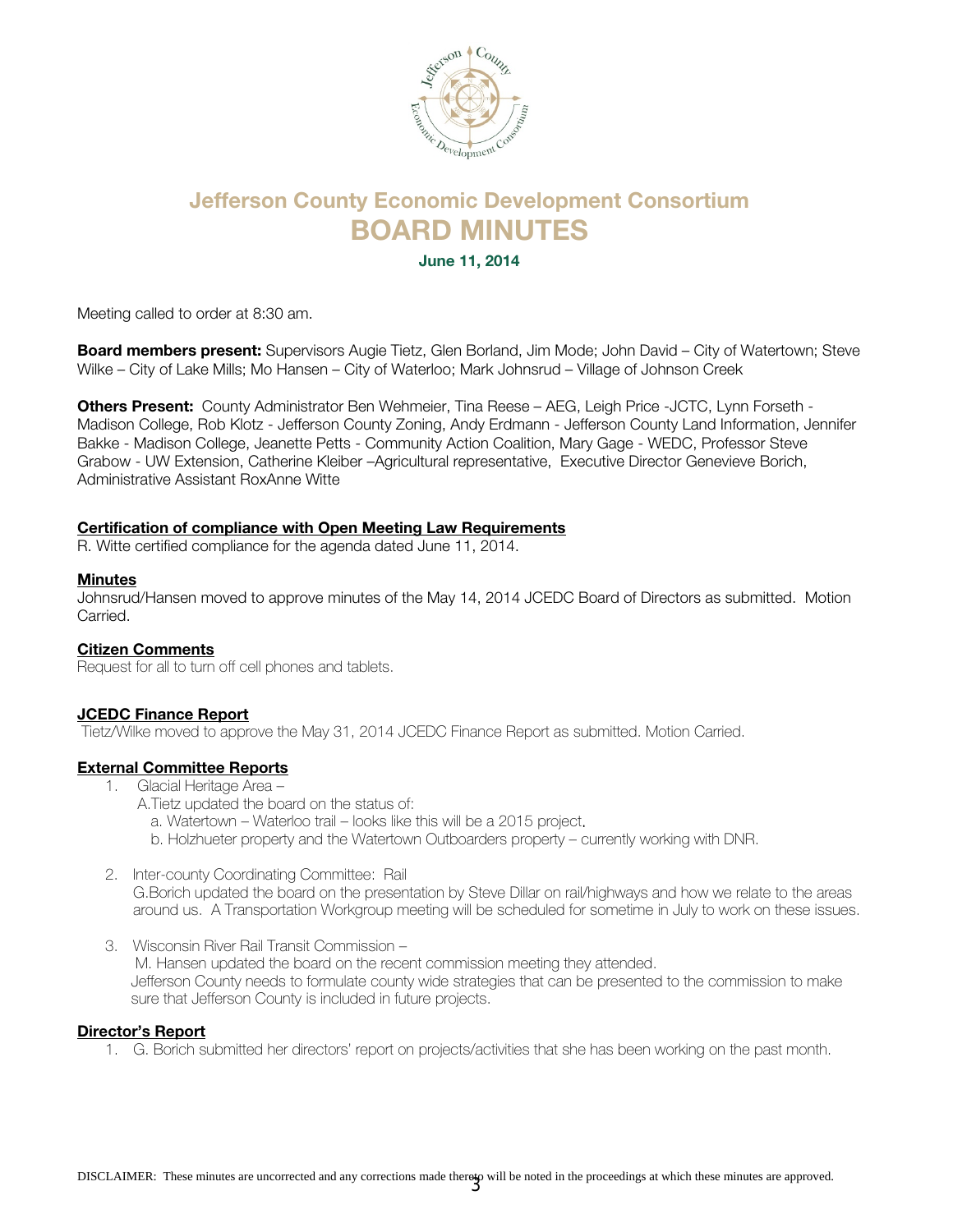# Jefferson County Economic Development Consortium
# BOARD MINUTES

**June 11, 2014**

Meeting called to order at 8:30 am.

**Board members present:** Supervisors Augie Tietz, Glen Borland, Jim Mode; John David – City of Watertown; Steve Wilke – City of Lake Mills; Mo Hansen – City of Waterloo; Mark Johnsrud – Village of Johnson Creek

**Others Present:** County Administrator Ben Wehmeier, Tina Reese – AEG, Leigh Price -JCTC, Lynn Forseth - Madison College, Rob Klotz - Jefferson County Zoning, Andy Erdmann - Jefferson County Land Information, Jennifer Bakke - Madison College, Jeanette Petts - Community Action Coalition, Mary Gage - WEDC, Professor Steve Grabow - UW Extension, Catherine Kleiber –Agricultural representative, Executive Director Genevieve Borich, Administrative Assistant RoxAnne Witte

**Certification of compliance with Open Meeting Law Requirements**

R. Witte certified compliance for the agenda dated June 11, 2014.

**Minutes**

Johnsrud/Hansen moved to approve minutes of the May 14, 2014 JCEDC Board of Directors as submitted. Motion Carried.

**Citizen Comments**

Request for all to turn off cell phones and tablets.

**JCEDC Finance Report**

Tietz/Wilke moved to approve the May 31, 2014 JCEDC Finance Report as submitted. Motion Carried.

**External Committee Reports**

1. Glacial Heritage Area –
   A.Tietz updated the board on the status of:
   a. Watertown – Waterloo trail – looks like this will be a 2015 project.
   b. Holzhueter property and the Watertown Outboarders property – currently working with DNR.

2. Inter-county Coordinating Committee: Rail
   G.Borich updated the board on the presentation by Steve Dillar on rail/highways and how we relate to the areas around us. A Transportation Workgroup meeting will be scheduled for sometime in July to work on these issues.

3. Wisconsin River Rail Transit Commission –
   M. Hansen updated the board on the recent commission meeting they attended.
   Jefferson County needs to formulate county wide strategies that can be presented to the commission to make sure that Jefferson County is included in future projects.

**Director's Report**

1. G. Borich submitted her directors' report on projects/activities that she has been working on the past month.

DISCLAIMER: These minutes are uncorrected and any corrections made thereto will be noted in the proceedings at which these minutes are approved.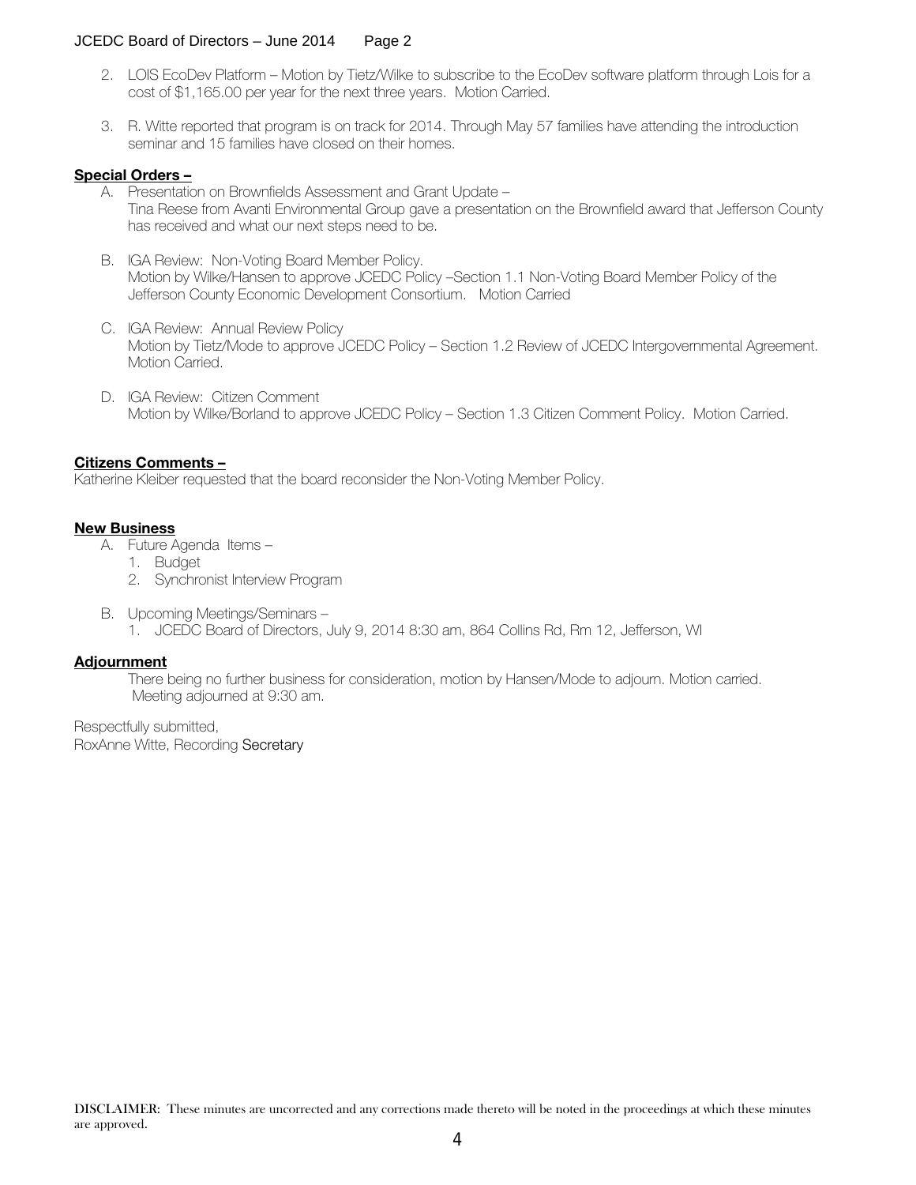2. LOIS EcoDev Platform – Motion by Tietz/Wilke to subscribe to the EcoDev software platform through Lois for a cost of $1,165.00 per year for the next three years. Motion Carried.

3. R. Witte reported that program is on track for 2014. Through May 57 families have attending the introduction seminar and 15 families have closed on their homes.

**Special Orders –**

A. Presentation on Brownfields Assessment and Grant Update –
Tina Reese from Avanti Environmental Group gave a presentation on the Brownfield award that Jefferson County has received and what our next steps need to be.

B. IGA Review: Non-Voting Board Member Policy.
Motion by Wilke/Hansen to approve JCEDC Policy –Section 1.1 Non-Voting Board Member Policy of the Jefferson County Economic Development Consortium. Motion Carried

C. IGA Review: Annual Review Policy
Motion by Tietz/Mode to approve JCEDC Policy – Section 1.2 Review of JCEDC Intergovernmental Agreement. Motion Carried.

D. IGA Review: Citizen Comment
Motion by Wilke/Borland to approve JCEDC Policy – Section 1.3 Citizen Comment Policy. Motion Carried.

**Citizens Comments –**

Katherine Kleiber requested that the board reconsider the Non-Voting Member Policy.

**New Business**

A. Future Agenda Items –
   1. Budget
   2. Synchronist Interview Program

B. Upcoming Meetings/Seminars –
   1. JCEDC Board of Directors, July 9, 2014 8:30 am, 864 Collins Rd, Rm 12, Jefferson, WI

**Adjournment**

There being no further business for consideration, motion by Hansen/Mode to adjourn. Motion carried. Meeting adjourned at 9:30 am.

Respectfully submitted,
RoxAnne Witte, Recording Secretary

DISCLAIMER: These minutes are uncorrected and any corrections made thereto will be noted in the proceedings at which these minutes are approved.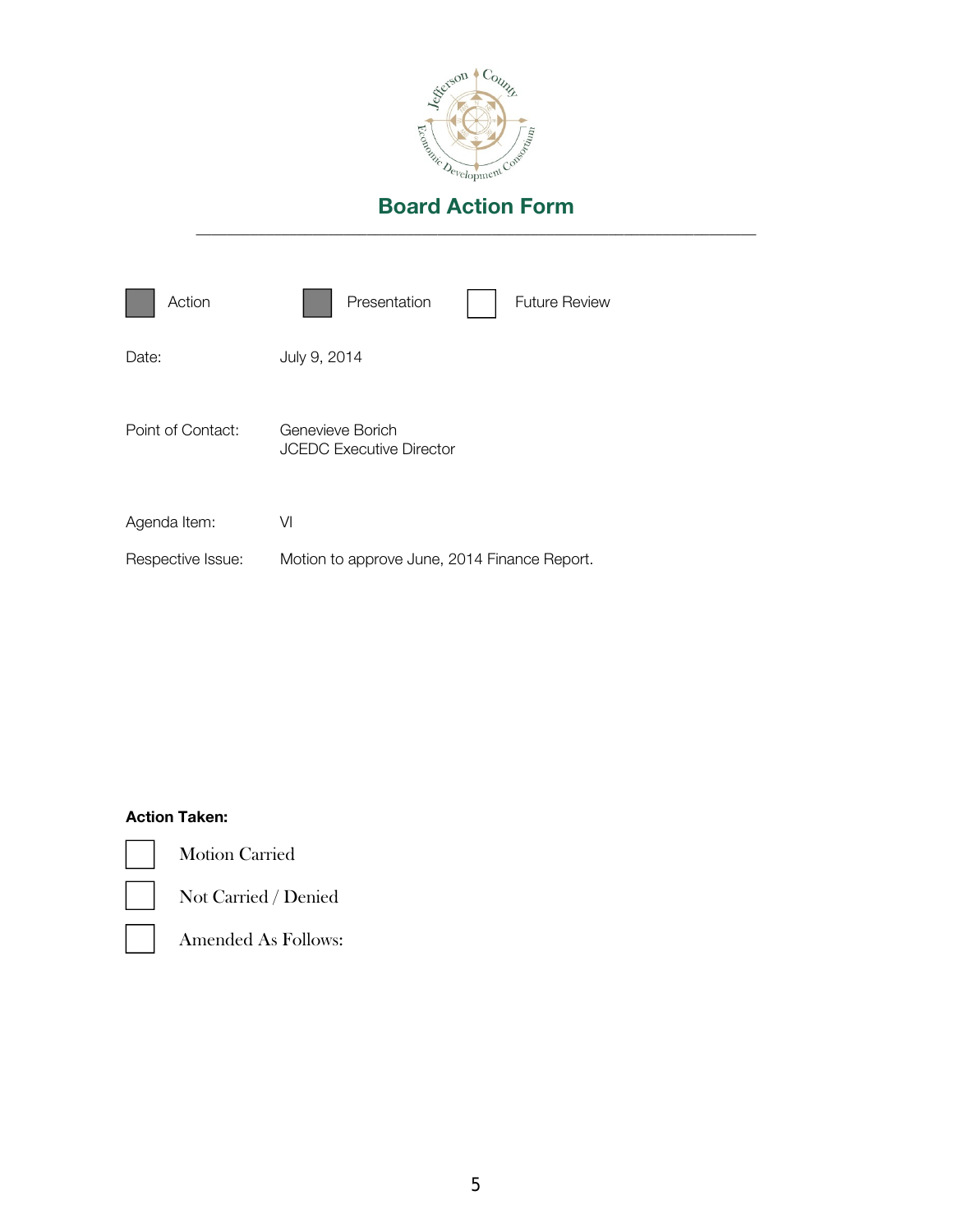Jefferson County Economic Development Consortium

# Board Action Form

---

☒ Action ☒ Presentation ☐ Future Review

Date: July 9, 2014

Point of Contact: Genevieve Borich
JCEDC Executive Director

Agenda Item: VI

Respective Issue: Motion to approve June, 2014 Finance Report.

**Action Taken:**

☐ Motion Carried

☐ Not Carried / Denied

☐ Amended As Follows: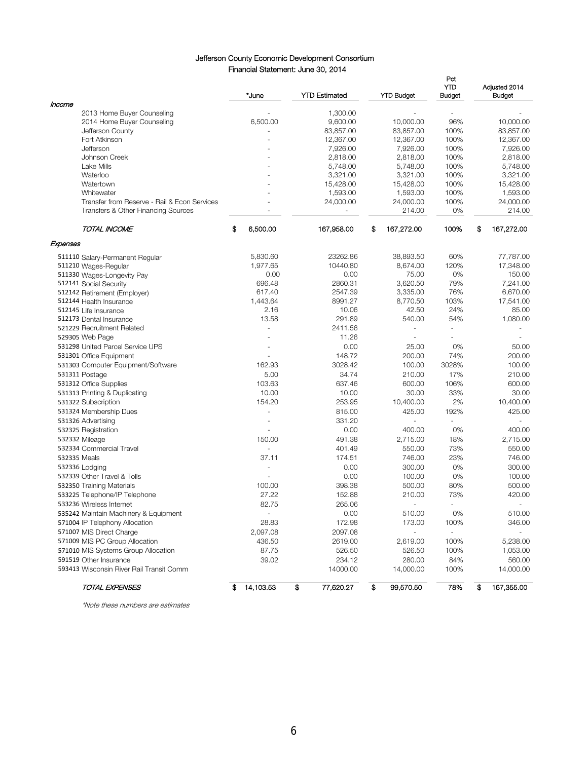## Jefferson County Economic Development Consortium

### Financial Statement: June 30, 2014

| | *June | YTD Estimated | YTD Budget | Pct YTD Budget | Adjusted 2014 Budget |
|---|---|---|---|---|---|
| ***Income*** | | | | | |
| 2013 Home Buyer Counseling | - | 1,300.00 | - | - | - |
| 2014 Home Buyer Counseling | 6,500.00 | 9,600.00 | 10,000.00 | 96% | 10,000.00 |
| Jefferson County | - | 83,857.00 | 83,857.00 | 100% | 83,857.00 |
| Fort Atkinson | - | 12,367.00 | 12,367.00 | 100% | 12,367.00 |
| Jefferson | - | 7,926.00 | 7,926.00 | 100% | 7,926.00 |
| Johnson Creek | - | 2,818.00 | 2,818.00 | 100% | 2,818.00 |
| Lake Mills | - | 5,748.00 | 5,748.00 | 100% | 5,748.00 |
| Waterloo | - | 3,321.00 | 3,321.00 | 100% | 3,321.00 |
| Watertown | - | 15,428.00 | 15,428.00 | 100% | 15,428.00 |
| Whitewater | - | 1,593.00 | 1,593.00 | 100% | 1,593.00 |
| Transfer from Reserve - Rail & Econ Services | - | 24,000.00 | 24,000.00 | 100% | 24,000.00 |
| Transfers & Other Financing Sources | - | - | 214.00 | 0% | 214.00 |
| ***TOTAL INCOME*** | $ 6,500.00 | 167,958.00 | $ 167,272.00 | 100% | $ 167,272.00 |
| ***Expenses*** | | | | | |
| 511110 Salary-Permanent Regular | 5,830.60 | 23262.86 | 38,893.50 | 60% | 77,787.00 |
| 511210 Wages-Regular | 1,977.65 | 10440.80 | 8,674.00 | 120% | 17,348.00 |
| 511330 Wages-Longevity Pay | 0.00 | 0.00 | 75.00 | 0% | 150.00 |
| 512141 Social Security | 696.48 | 2860.31 | 3,620.50 | 79% | 7,241.00 |
| 512142 Retirement (Employer) | 617.40 | 2547.39 | 3,335.00 | 76% | 6,670.00 |
| 512144 Health Insurance | 1,443.64 | 8991.27 | 8,770.50 | 103% | 17,541.00 |
| 512145 Life Insurance | 2.16 | 10.06 | 42.50 | 24% | 85.00 |
| 512173 Dental Insurance | 13.58 | 291.89 | 540.00 | 54% | 1,080.00 |
| 521229 Recruitment Related | - | 2411.56 | - | - | - |
| 529305 Web Page | - | 11.26 | - | - | - |
| 531298 United Parcel Service UPS | - | 0.00 | 25.00 | 0% | 50.00 |
| 531301 Office Equipment | - | 148.72 | 200.00 | 74% | 200.00 |
| 531303 Computer Equipment/Software | 162.93 | 3028.42 | 100.00 | 3028% | 100.00 |
| 531311 Postage | 5.00 | 34.74 | 210.00 | 17% | 210.00 |
| 531312 Office Supplies | 103.63 | 637.46 | 600.00 | 106% | 600.00 |
| 531313 Printing & Duplicating | 10.00 | 10.00 | 30.00 | 33% | 30.00 |
| 531322 Subscription | 154.20 | 253.95 | 10,400.00 | 2% | 10,400.00 |
| 531324 Membership Dues | - | 815.00 | 425.00 | 192% | 425.00 |
| 531326 Advertising | - | 331.20 | - | - | - |
| 532325 Registration | - | 0.00 | 400.00 | 0% | 400.00 |
| 532332 Mileage | 150.00 | 491.38 | 2,715.00 | 18% | 2,715.00 |
| 532334 Commercial Travel | - | 401.49 | 550.00 | 73% | 550.00 |
| 532335 Meals | 37.11 | 174.51 | 746.00 | 23% | 746.00 |
| 532336 Lodging | - | 0.00 | 300.00 | 0% | 300.00 |
| 532339 Other Travel & Tolls | - | 0.00 | 100.00 | 0% | 100.00 |
| 532350 Training Materials | 100.00 | 398.38 | 500.00 | 80% | 500.00 |
| 533225 Telephone/IP Telephone | 27.22 | 152.88 | 210.00 | 73% | 420.00 |
| 533236 Wireless Internet | 82.75 | 265.06 | - | - | - |
| 535242 Maintain Machinery & Equipment | - | 0.00 | 510.00 | 0% | 510.00 |
| 571004 IP Telephony Allocation | 28.83 | 172.98 | 173.00 | 100% | 346.00 |
| 571007 MIS Direct Charge | 2,097.08 | 2097.08 | - | - | - |
| 571009 MIS PC Group Allocation | 436.50 | 2619.00 | 2,619.00 | 100% | 5,238.00 |
| 571010 MIS Systems Group Allocation | 87.75 | 526.50 | 526.50 | 100% | 1,053.00 |
| 591519 Other Insurance | 39.02 | 234.12 | 280.00 | 84% | 560.00 |
| 593413 Wisconsin River Rail Transit Comm | | 14000.00 | 14,000.00 | 100% | 14,000.00 |
| ***TOTAL EXPENSES*** | $ 14,103.53 | $ 77,620.27 | $ 99,570.50 | 78% | $ 167,355.00 |

*\*Note these numbers are estimates*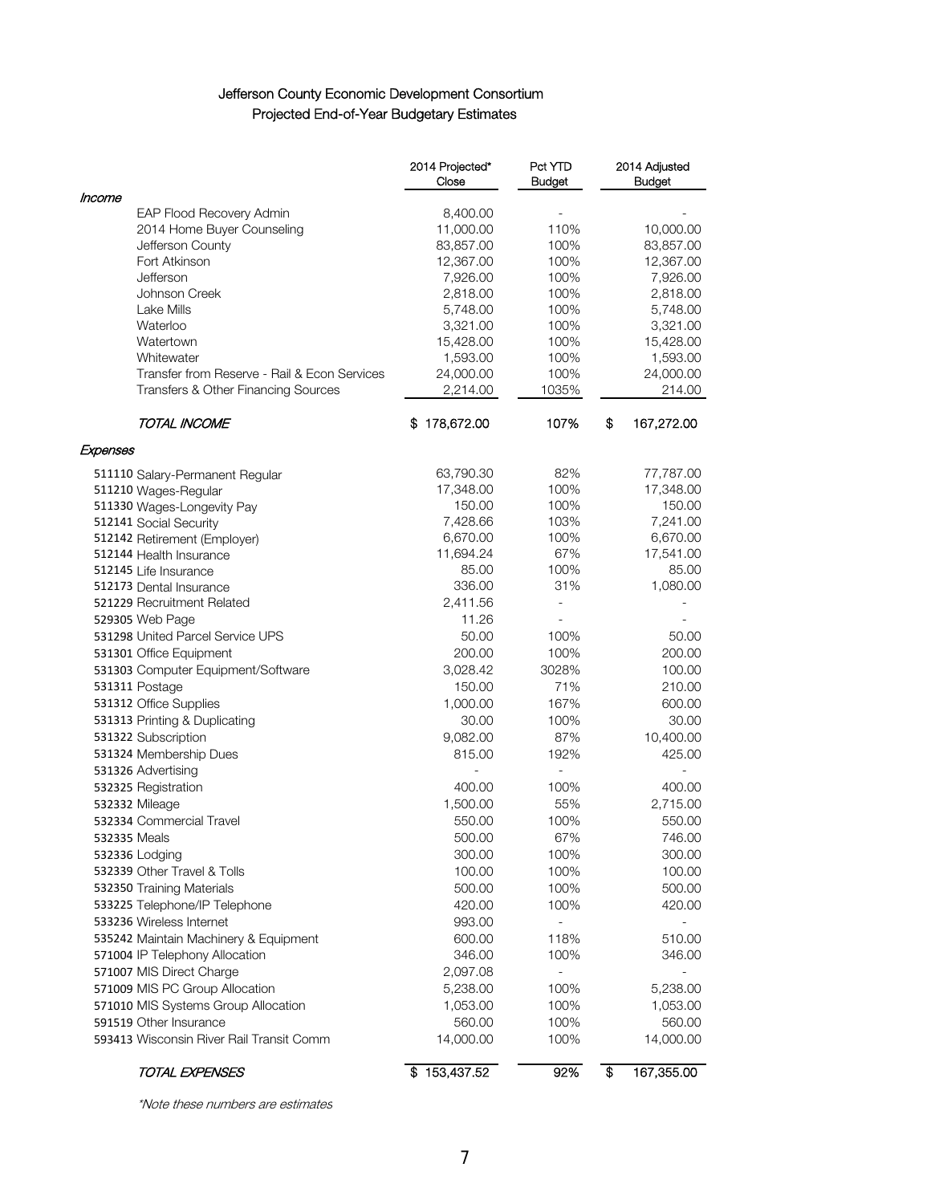# Jefferson County Economic Development Consortium

## Projected End-of-Year Budgetary Estimates

| | | 2014 Projected* Close | Pct YTD Budget | 2014 Adjusted Budget |
|---|---|---|---|---|
| *Income* | | | | |
| | EAP Flood Recovery Admin | 8,400.00 | - | - |
| | 2014 Home Buyer Counseling | 11,000.00 | 110% | 10,000.00 |
| | Jefferson County | 83,857.00 | 100% | 83,857.00 |
| | Fort Atkinson | 12,367.00 | 100% | 12,367.00 |
| | Jefferson | 7,926.00 | 100% | 7,926.00 |
| | Johnson Creek | 2,818.00 | 100% | 2,818.00 |
| | Lake Mills | 5,748.00 | 100% | 5,748.00 |
| | Waterloo | 3,321.00 | 100% | 3,321.00 |
| | Watertown | 15,428.00 | 100% | 15,428.00 |
| | Whitewater | 1,593.00 | 100% | 1,593.00 |
| | Transfer from Reserve - Rail & Econ Services | 24,000.00 | 100% | 24,000.00 |
| | Transfers & Other Financing Sources | 2,214.00 | 1035% | 214.00 |
| | *TOTAL INCOME* | $ 178,672.00 | 107% | $ 167,272.00 |
| *Expenses* | | | | |
| 511110 | Salary-Permanent Regular | 63,790.30 | 82% | 77,787.00 |
| 511210 | Wages-Regular | 17,348.00 | 100% | 17,348.00 |
| 511330 | Wages-Longevity Pay | 150.00 | 100% | 150.00 |
| 512141 | Social Security | 7,428.66 | 103% | 7,241.00 |
| 512142 | Retirement (Employer) | 6,670.00 | 100% | 6,670.00 |
| 512144 | Health Insurance | 11,694.24 | 67% | 17,541.00 |
| 512145 | Life Insurance | 85.00 | 100% | 85.00 |
| 512173 | Dental Insurance | 336.00 | 31% | 1,080.00 |
| 521229 | Recruitment Related | 2,411.56 | - | - |
| 529305 | Web Page | 11.26 | - | - |
| 531298 | United Parcel Service UPS | 50.00 | 100% | 50.00 |
| 531301 | Office Equipment | 200.00 | 100% | 200.00 |
| 531303 | Computer Equipment/Software | 3,028.42 | 3028% | 100.00 |
| 531311 | Postage | 150.00 | 71% | 210.00 |
| 531312 | Office Supplies | 1,000.00 | 167% | 600.00 |
| 531313 | Printing & Duplicating | 30.00 | 100% | 30.00 |
| 531322 | Subscription | 9,082.00 | 87% | 10,400.00 |
| 531324 | Membership Dues | 815.00 | 192% | 425.00 |
| 531326 | Advertising | - | - | - |
| 532325 | Registration | 400.00 | 100% | 400.00 |
| 532332 | Mileage | 1,500.00 | 55% | 2,715.00 |
| 532334 | Commercial Travel | 550.00 | 100% | 550.00 |
| 532335 | Meals | 500.00 | 67% | 746.00 |
| 532336 | Lodging | 300.00 | 100% | 300.00 |
| 532339 | Other Travel & Tolls | 100.00 | 100% | 100.00 |
| 532350 | Training Materials | 500.00 | 100% | 500.00 |
| 533225 | Telephone/IP Telephone | 420.00 | 100% | 420.00 |
| 533236 | Wireless Internet | 993.00 | - | - |
| 535242 | Maintain Machinery & Equipment | 600.00 | 118% | 510.00 |
| 571004 | IP Telephony Allocation | 346.00 | 100% | 346.00 |
| 571007 | MIS Direct Charge | 2,097.08 | - | - |
| 571009 | MIS PC Group Allocation | 5,238.00 | 100% | 5,238.00 |
| 571010 | MIS Systems Group Allocation | 1,053.00 | 100% | 1,053.00 |
| 591519 | Other Insurance | 560.00 | 100% | 560.00 |
| 593413 | Wisconsin River Rail Transit Comm | 14,000.00 | 100% | 14,000.00 |
| | *TOTAL EXPENSES* | $ 153,437.52 | 92% | $ 167,355.00 |

*\*Note these numbers are estimates*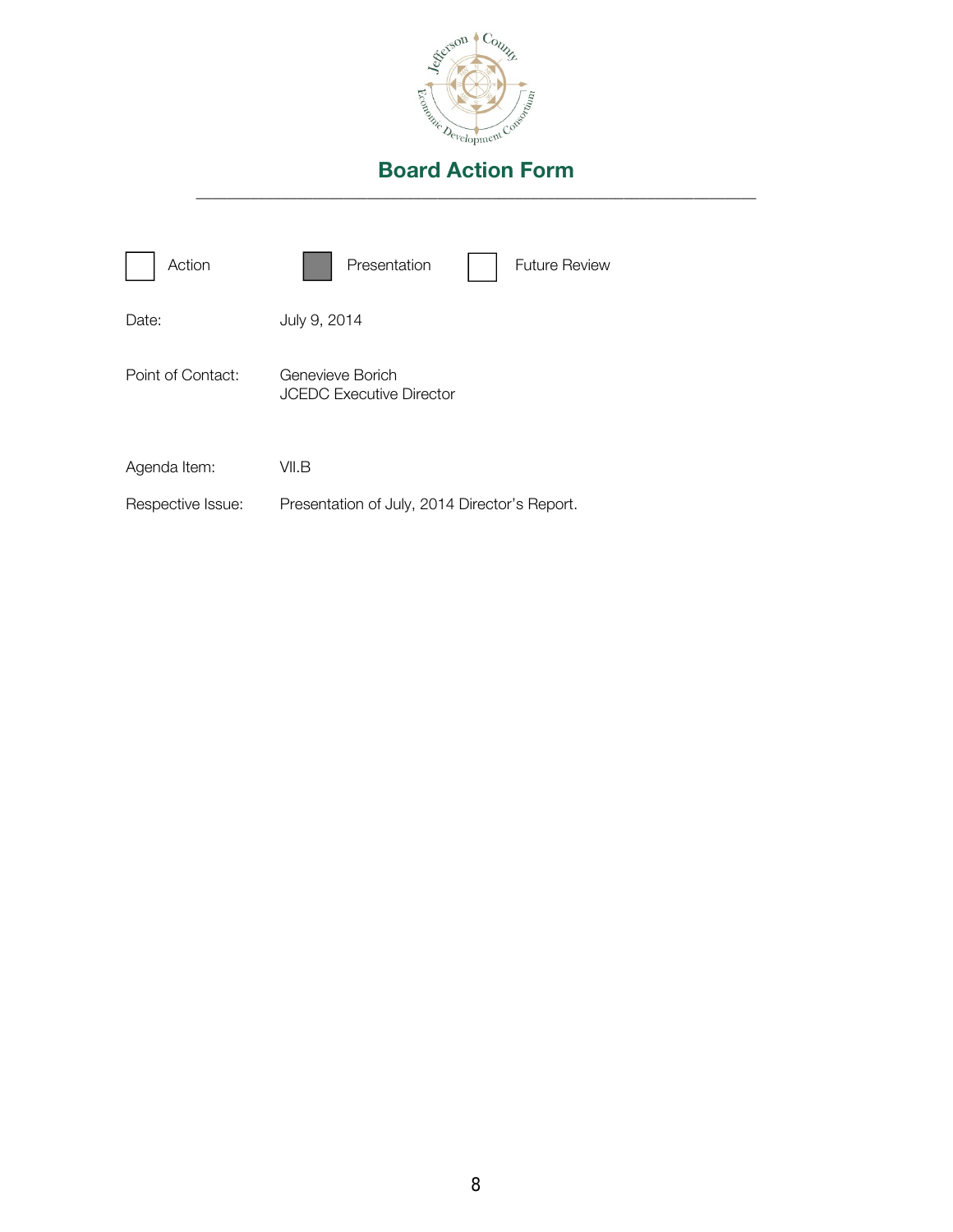# Board Action Form

---

☐ Action ☒ Presentation ☐ Future Review

Date: July 9, 2014

Point of Contact: Genevieve Borich
JCEDC Executive Director

Agenda Item: VII.B

Respective Issue: Presentation of July, 2014 Director's Report.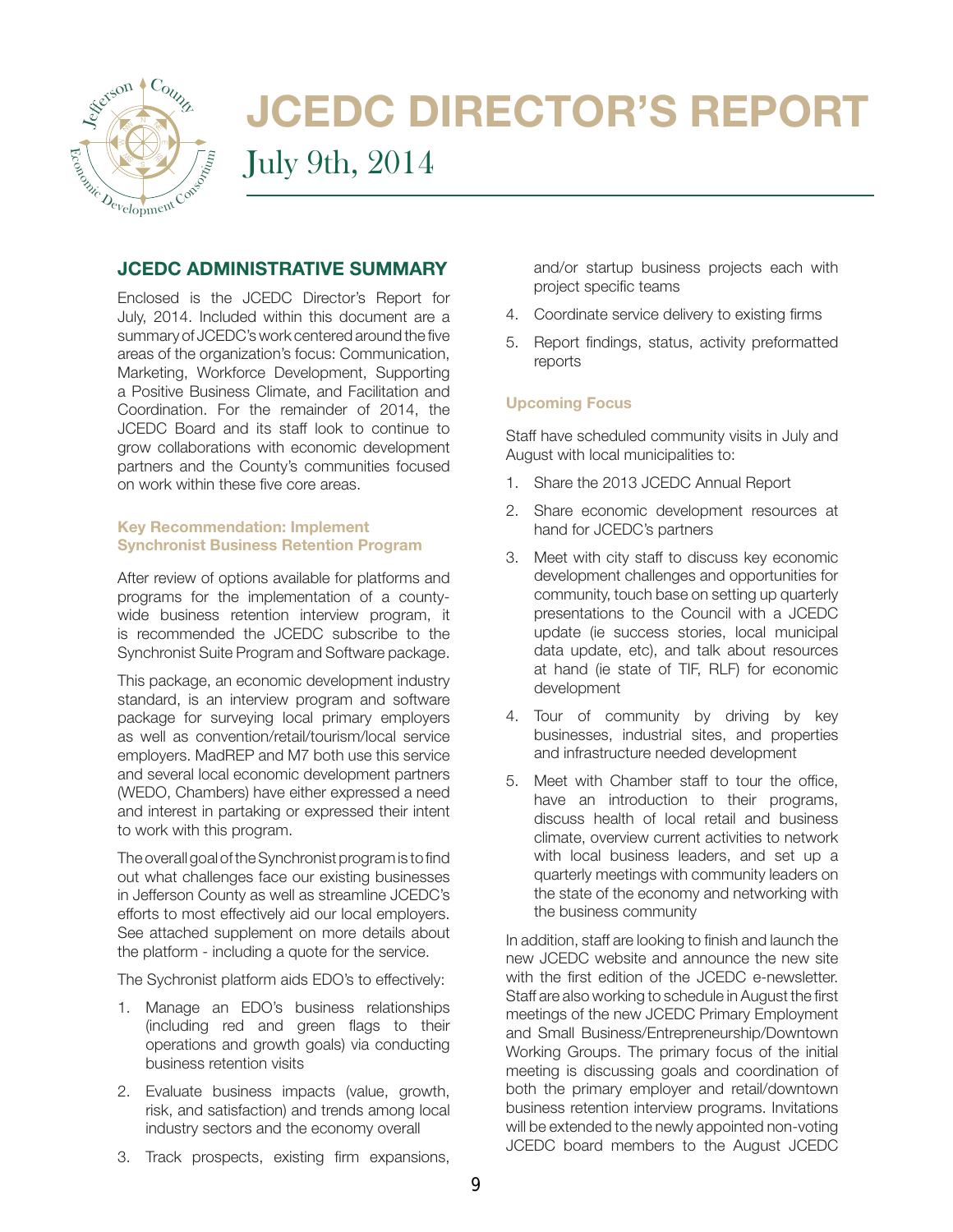# JCEDC DIRECTOR'S REPORT

July 9th, 2014

## JCEDC ADMINISTRATIVE SUMMARY

Enclosed is the JCEDC Director's Report for July, 2014. Included within this document are a summary of JCEDC's work centered around the five areas of the organization's focus: Communication, Marketing, Workforce Development, Supporting a Positive Business Climate, and Facilitation and Coordination. For the remainder of 2014, the JCEDC Board and its staff look to continue to grow collaborations with economic development partners and the County's communities focused on work within these five core areas.

### Key Recommendation: Implement Synchronist Business Retention Program

After review of options available for platforms and programs for the implementation of a county-wide business retention interview program, it is recommended the JCEDC subscribe to the Synchronist Suite Program and Software package.

This package, an economic development industry standard, is an interview program and software package for surveying local primary employers as well as convention/retail/tourism/local service employers. MadREP and M7 both use this service and several local economic development partners (WEDO, Chambers) have either expressed a need and interest in partaking or expressed their intent to work with this program.

The overall goal of the Synchronist program is to find out what challenges face our existing businesses in Jefferson County as well as streamline JCEDC's efforts to most effectively aid our local employers. See attached supplement on more details about the platform - including a quote for the service.

The Sychronist platform aids EDO's to effectively:

1. Manage an EDO's business relationships (including red and green flags to their operations and growth goals) via conducting business retention visits
2. Evaluate business impacts (value, growth, risk, and satisfaction) and trends among local industry sectors and the economy overall
3. Track prospects, existing firm expansions, and/or startup business projects each with project specific teams
4. Coordinate service delivery to existing firms
5. Report findings, status, activity preformatted reports

### Upcoming Focus

Staff have scheduled community visits in July and August with local municipalities to:

1. Share the 2013 JCEDC Annual Report
2. Share economic development resources at hand for JCEDC's partners
3. Meet with city staff to discuss key economic development challenges and opportunities for community, touch base on setting up quarterly presentations to the Council with a JCEDC update (ie success stories, local municipal data update, etc), and talk about resources at hand (ie state of TIF, RLF) for economic development
4. Tour of community by driving by key businesses, industrial sites, and properties and infrastructure needed development
5. Meet with Chamber staff to tour the office, have an introduction to their programs, discuss health of local retail and business climate, overview current activities to network with local business leaders, and set up a quarterly meetings with community leaders on the state of the economy and networking with the business community

In addition, staff are looking to finish and launch the new JCEDC website and announce the new site with the first edition of the JCEDC e-newsletter. Staff are also working to schedule in August the first meetings of the new JCEDC Primary Employment and Small Business/Entrepreneurship/Downtown Working Groups. The primary focus of the initial meeting is discussing goals and coordination of both the primary employer and retail/downtown business retention interview programs. Invitations will be extended to the newly appointed non-voting JCEDC board members to the August JCEDC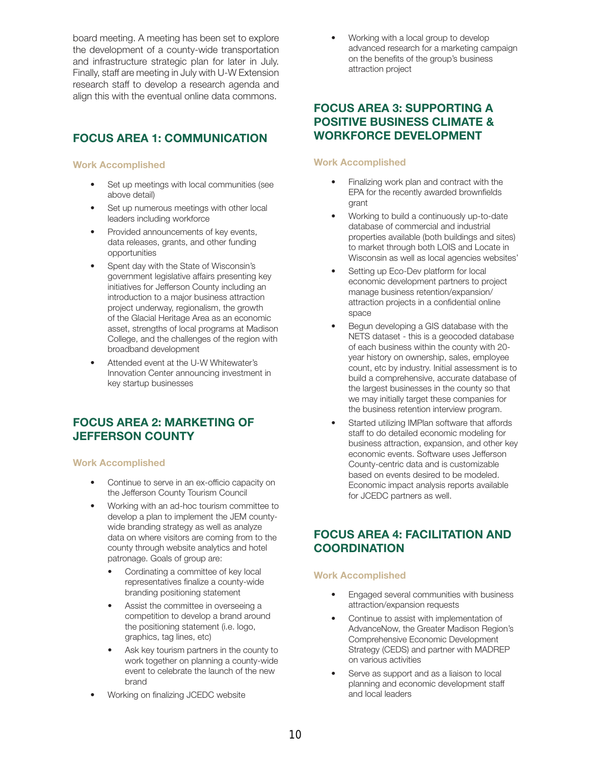board meeting. A meeting has been set to explore the development of a county-wide transportation and infrastructure strategic plan for later in July. Finally, staff are meeting in July with U-W Extension research staff to develop a research agenda and align this with the eventual online data commons.

## FOCUS AREA 1: COMMUNICATION

### Work Accomplished

- Set up meetings with local communities (see above detail)
- Set up numerous meetings with other local leaders including workforce
- Provided announcements of key events, data releases, grants, and other funding opportunities
- Spent day with the State of Wisconsin's government legislative affairs presenting key initiatives for Jefferson County including an introduction to a major business attraction project underway, regionalism, the growth of the Glacial Heritage Area as an economic asset, strengths of local programs at Madison College, and the challenges of the region with broadband development
- Attended event at the U-W Whitewater's Innovation Center announcing investment in key startup businesses

## FOCUS AREA 2: MARKETING OF JEFFERSON COUNTY

### Work Accomplished

- Continue to serve in an ex-officio capacity on the Jefferson County Tourism Council
- Working with an ad-hoc tourism committee to develop a plan to implement the JEM county-wide branding strategy as well as analyze data on where visitors are coming from to the county through website analytics and hotel patronage. Goals of group are:
  - Cordinating a committee of key local representatives finalize a county-wide branding positioning statement
  - Assist the committee in overseeing a competition to develop a brand around the positioning statement (i.e. logo, graphics, tag lines, etc)
  - Ask key tourism partners in the county to work together on planning a county-wide event to celebrate the launch of the new brand
- Working on finalizing JCEDC website
- Working with a local group to develop advanced research for a marketing campaign on the benefits of the group's business attraction project

## FOCUS AREA 3: SUPPORTING A POSITIVE BUSINESS CLIMATE & WORKFORCE DEVELOPMENT

### Work Accomplished

- Finalizing work plan and contract with the EPA for the recently awarded brownfields grant
- Working to build a continuously up-to-date database of commercial and industrial properties available (both buildings and sites) to market through both LOIS and Locate in Wisconsin as well as local agencies websites'
- Setting up Eco-Dev platform for local economic development partners to project manage business retention/expansion/ attraction projects in a confidential online space
- Begun developing a GIS database with the NETS dataset - this is a geocoded database of each business within the county with 20-year history on ownership, sales, employee count, etc by industry. Initial assessment is to build a comprehensive, accurate database of the largest businesses in the county so that we may initially target these companies for the business retention interview program.
- Started utilizing IMPlan software that affords staff to do detailed economic modeling for business attraction, expansion, and other key economic events. Software uses Jefferson County-centric data and is customizable based on events desired to be modeled. Economic impact analysis reports available for JCEDC partners as well.

## FOCUS AREA 4: FACILITATION AND COORDINATION

### Work Accomplished

- Engaged several communities with business attraction/expansion requests
- Continue to assist with implementation of AdvanceNow, the Greater Madison Region's Comprehensive Economic Development Strategy (CEDS) and partner with MADREP on various activities
- Serve as support and as a liaison to local planning and economic development staff and local leaders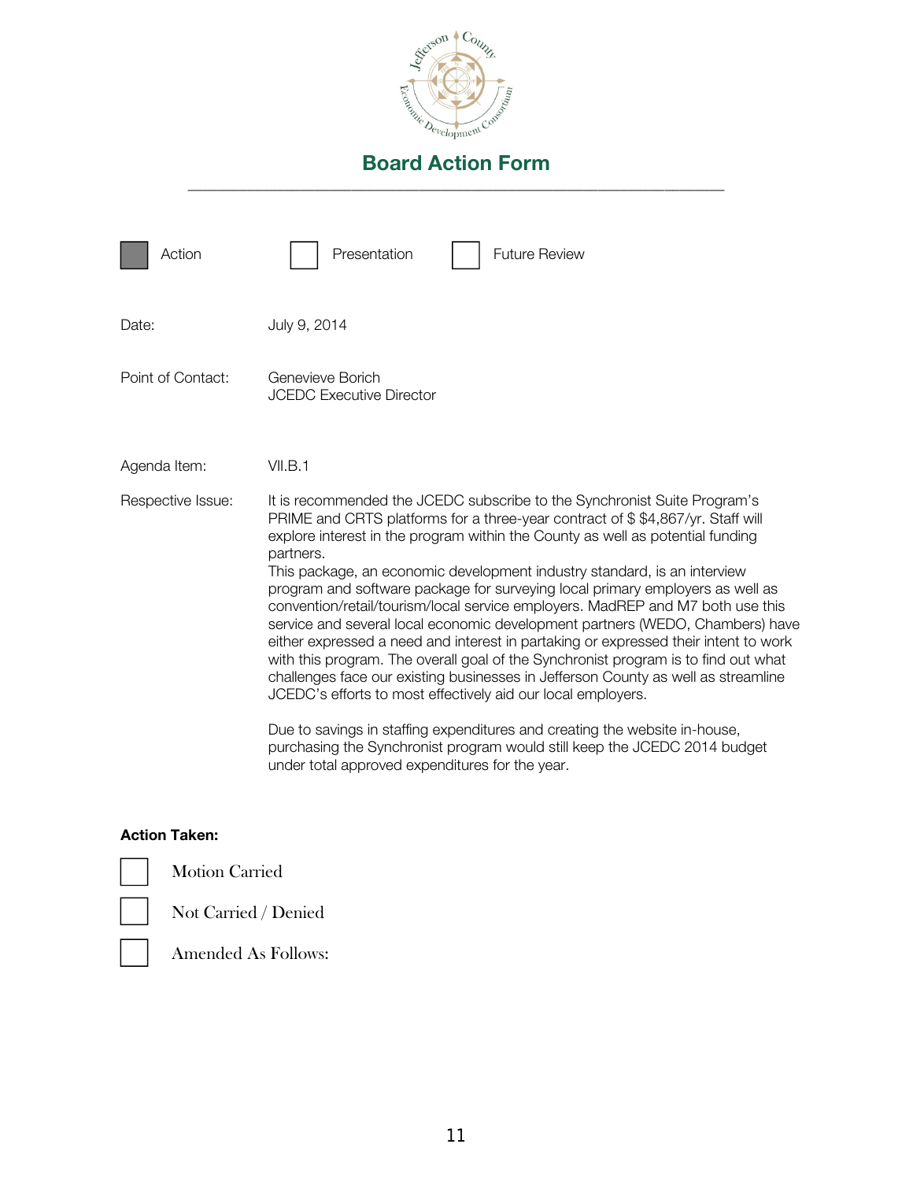# Board Action Form

- [x] Action
- [ ] Presentation
- [ ] Future Review

| | |
|---|---|
| Date: | July 9, 2014 |
| Point of Contact: | Genevieve Borich<br>JCEDC Executive Director |
| Agenda Item: | VII.B.1 |

Respective Issue:

It is recommended the JCEDC subscribe to the Synchronist Suite Program's PRIME and CRTS platforms for a three-year contract of $ $4,867/yr. Staff will explore interest in the program within the County as well as potential funding partners.

This package, an economic development industry standard, is an interview program and software package for surveying local primary employers as well as convention/retail/tourism/local service employers. MadREP and M7 both use this service and several local economic development partners (WEDO, Chambers) have either expressed a need and interest in partaking or expressed their intent to work with this program. The overall goal of the Synchronist program is to find out what challenges face our existing businesses in Jefferson County as well as streamline JCEDC's efforts to most effectively aid our local employers.

Due to savings in staffing expenditures and creating the website in-house, purchasing the Synchronist program would still keep the JCEDC 2014 budget under total approved expenditures for the year.

**Action Taken:**

- [ ] Motion Carried
- [ ] Not Carried / Denied
- [ ] Amended As Follows: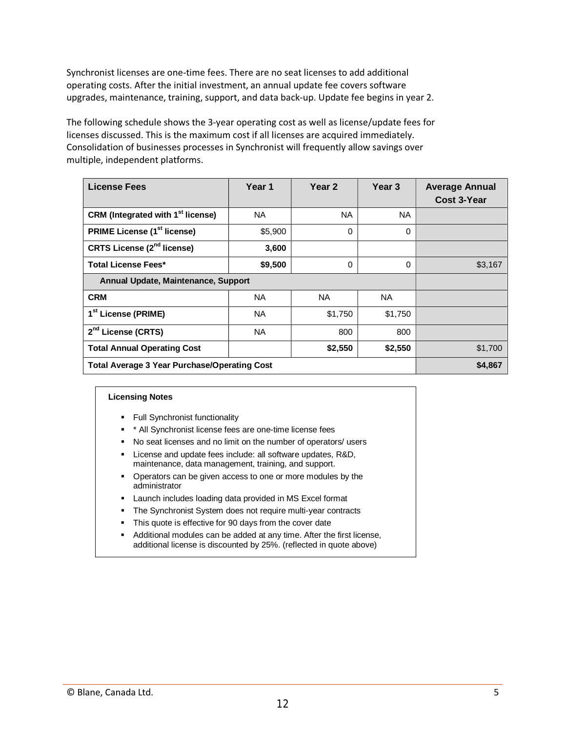Synchronist licenses are one-time fees. There are no seat licenses to add additional operating costs. After the initial investment, an annual update fee covers software upgrades, maintenance, training, support, and data back-up. Update fee begins in year 2.

The following schedule shows the 3-year operating cost as well as license/update fees for licenses discussed. This is the maximum cost if all licenses are acquired immediately. Consolidation of businesses processes in Synchronist will frequently allow savings over multiple, independent platforms.

| License Fees | Year 1 | Year 2 | Year 3 | Average Annual Cost 3-Year |
|---|---|---|---|---|
| **CRM (Integrated with 1st license)** | NA | NA | NA | |
| **PRIME License (1st license)** | $5,900 | 0 | 0 | |
| **CRTS License (2nd license)** | **3,600** | | | |
| **Total License Fees*** | **$9,500** | 0 | 0 | $3,167 |
| **Annual Update, Maintenance, Support** | | | | |
| **CRM** | NA | NA | NA | |
| **1st License (PRIME)** | NA | $1,750 | $1,750 | |
| **2nd License (CRTS)** | NA | 800 | 800 | |
| **Total Annual Operating Cost** | | **$2,550** | **$2,550** | $1,700 |
| **Total Average 3 Year Purchase/Operating Cost** | | | | **$4,867** |

**Licensing Notes**

- Full Synchronist functionality
- * All Synchronist license fees are one-time license fees
- No seat licenses and no limit on the number of operators/ users
- License and update fees include: all software updates, R&D, maintenance, data management, training, and support.
- Operators can be given access to one or more modules by the administrator
- Launch includes loading data provided in MS Excel format
- The Synchronist System does not require multi-year contracts
- This quote is effective for 90 days from the cover date
- Additional modules can be added at any time. After the first license, additional license is discounted by 25%. (reflected in quote above)

© Blane, Canada Ltd.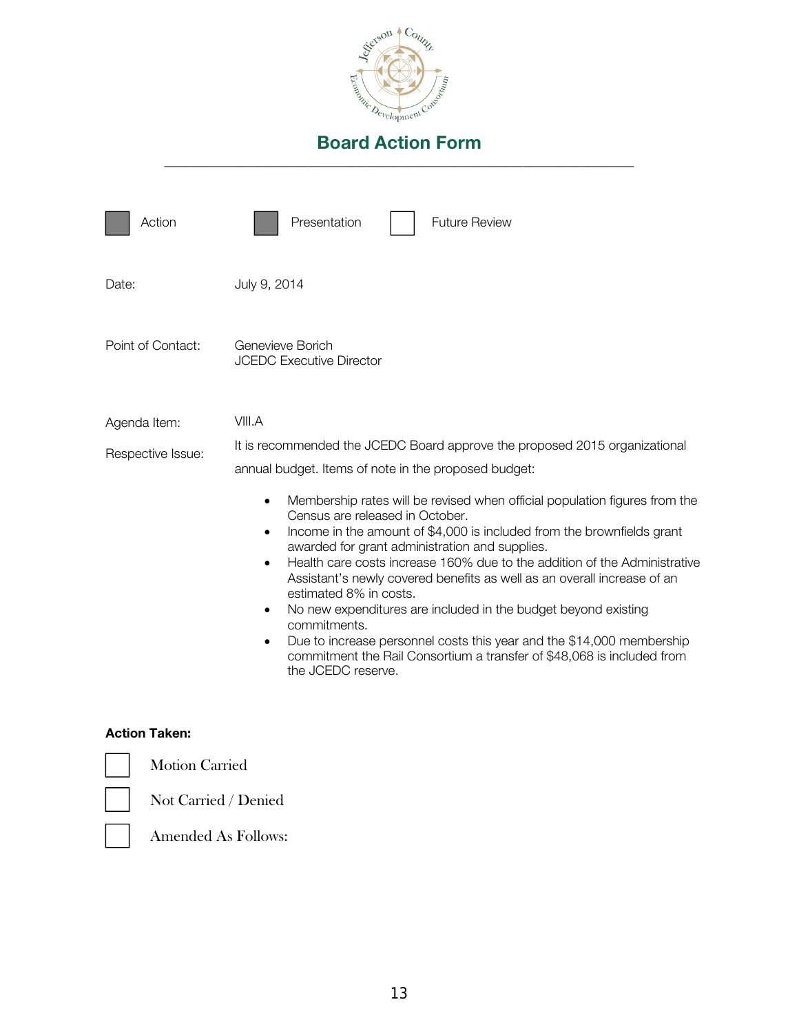# Board Action Form

- [x] Action
- [x] Presentation
- [ ] Future Review

Date: July 9, 2014

Point of Contact: Genevieve Borich
JCEDC Executive Director

Agenda Item: VIII.A

Respective Issue: It is recommended the JCEDC Board approve the proposed 2015 organizational annual budget. Items of note in the proposed budget:

- Membership rates will be revised when official population figures from the Census are released in October.
- Income in the amount of $4,000 is included from the brownfields grant awarded for grant administration and supplies.
- Health care costs increase 160% due to the addition of the Administrative Assistant's newly covered benefits as well as an overall increase of an estimated 8% in costs.
- No new expenditures are included in the budget beyond existing commitments.
- Due to increase personnel costs this year and the $14,000 membership commitment the Rail Consortium a transfer of $48,068 is included from the JCEDC reserve.

**Action Taken:**

- [ ] Motion Carried
- [ ] Not Carried / Denied
- [ ] Amended As Follows: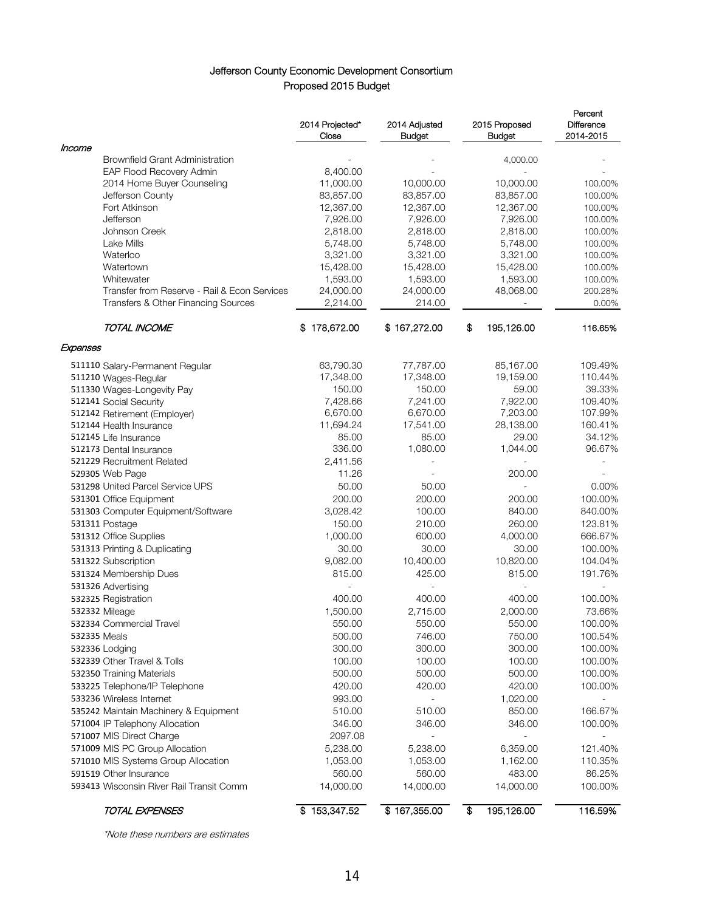## Jefferson County Economic Development Consortium

## Proposed 2015 Budget

| | 2014 Projected* Close | 2014 Adjusted Budget | 2015 Proposed Budget | Percent Difference 2014-2015 |
|---|---|---|---|---|
| ***Income*** | | | | |
| Brownfield Grant Administration | - | - | 4,000.00 | - |
| EAP Flood Recovery Admin | 8,400.00 | - | - | - |
| 2014 Home Buyer Counseling | 11,000.00 | 10,000.00 | 10,000.00 | 100.00% |
| Jefferson County | 83,857.00 | 83,857.00 | 83,857.00 | 100.00% |
| Fort Atkinson | 12,367.00 | 12,367.00 | 12,367.00 | 100.00% |
| Jefferson | 7,926.00 | 7,926.00 | 7,926.00 | 100.00% |
| Johnson Creek | 2,818.00 | 2,818.00 | 2,818.00 | 100.00% |
| Lake Mills | 5,748.00 | 5,748.00 | 5,748.00 | 100.00% |
| Waterloo | 3,321.00 | 3,321.00 | 3,321.00 | 100.00% |
| Watertown | 15,428.00 | 15,428.00 | 15,428.00 | 100.00% |
| Whitewater | 1,593.00 | 1,593.00 | 1,593.00 | 100.00% |
| Transfer from Reserve - Rail & Econ Services | 24,000.00 | 24,000.00 | 48,068.00 | 200.28% |
| Transfers & Other Financing Sources | 2,214.00 | 214.00 | - | 0.00% |
| *TOTAL INCOME* | $ 178,672.00 | $ 167,272.00 | $ 195,126.00 | 116.65% |
| ***Expenses*** | | | | |
| 511110 Salary-Permanent Regular | 63,790.30 | 77,787.00 | 85,167.00 | 109.49% |
| 511210 Wages-Regular | 17,348.00 | 17,348.00 | 19,159.00 | 110.44% |
| 511330 Wages-Longevity Pay | 150.00 | 150.00 | 59.00 | 39.33% |
| 512141 Social Security | 7,428.66 | 7,241.00 | 7,922.00 | 109.40% |
| 512142 Retirement (Employer) | 6,670.00 | 6,670.00 | 7,203.00 | 107.99% |
| 512144 Health Insurance | 11,694.24 | 17,541.00 | 28,138.00 | 160.41% |
| 512145 Life Insurance | 85.00 | 85.00 | 29.00 | 34.12% |
| 512173 Dental Insurance | 336.00 | 1,080.00 | 1,044.00 | 96.67% |
| 521229 Recruitment Related | 2,411.56 | - | - | - |
| 529305 Web Page | 11.26 | - | 200.00 | - |
| 531298 United Parcel Service UPS | 50.00 | 50.00 | - | 0.00% |
| 531301 Office Equipment | 200.00 | 200.00 | 200.00 | 100.00% |
| 531303 Computer Equipment/Software | 3,028.42 | 100.00 | 840.00 | 840.00% |
| 531311 Postage | 150.00 | 210.00 | 260.00 | 123.81% |
| 531312 Office Supplies | 1,000.00 | 600.00 | 4,000.00 | 666.67% |
| 531313 Printing & Duplicating | 30.00 | 30.00 | 30.00 | 100.00% |
| 531322 Subscription | 9,082.00 | 10,400.00 | 10,820.00 | 104.04% |
| 531324 Membership Dues | 815.00 | 425.00 | 815.00 | 191.76% |
| 531326 Advertising | - | - | - | - |
| 532325 Registration | 400.00 | 400.00 | 400.00 | 100.00% |
| 532332 Mileage | 1,500.00 | 2,715.00 | 2,000.00 | 73.66% |
| 532334 Commercial Travel | 550.00 | 550.00 | 550.00 | 100.00% |
| 532335 Meals | 500.00 | 746.00 | 750.00 | 100.54% |
| 532336 Lodging | 300.00 | 300.00 | 300.00 | 100.00% |
| 532339 Other Travel & Tolls | 100.00 | 100.00 | 100.00 | 100.00% |
| 532350 Training Materials | 500.00 | 500.00 | 500.00 | 100.00% |
| 533225 Telephone/IP Telephone | 420.00 | 420.00 | 420.00 | 100.00% |
| 533236 Wireless Internet | 993.00 | - | 1,020.00 | - |
| 535242 Maintain Machinery & Equipment | 510.00 | 510.00 | 850.00 | 166.67% |
| 571004 IP Telephony Allocation | 346.00 | 346.00 | 346.00 | 100.00% |
| 571007 MIS Direct Charge | 2097.08 | - | - | - |
| 571009 MIS PC Group Allocation | 5,238.00 | 5,238.00 | 6,359.00 | 121.40% |
| 571010 MIS Systems Group Allocation | 1,053.00 | 1,053.00 | 1,162.00 | 110.35% |
| 591519 Other Insurance | 560.00 | 560.00 | 483.00 | 86.25% |
| 593413 Wisconsin River Rail Transit Comm | 14,000.00 | 14,000.00 | 14,000.00 | 100.00% |
| *TOTAL EXPENSES* | $ 153,347.52 | $ 167,355.00 | $ 195,126.00 | 116.59% |

*\*Note these numbers are estimates*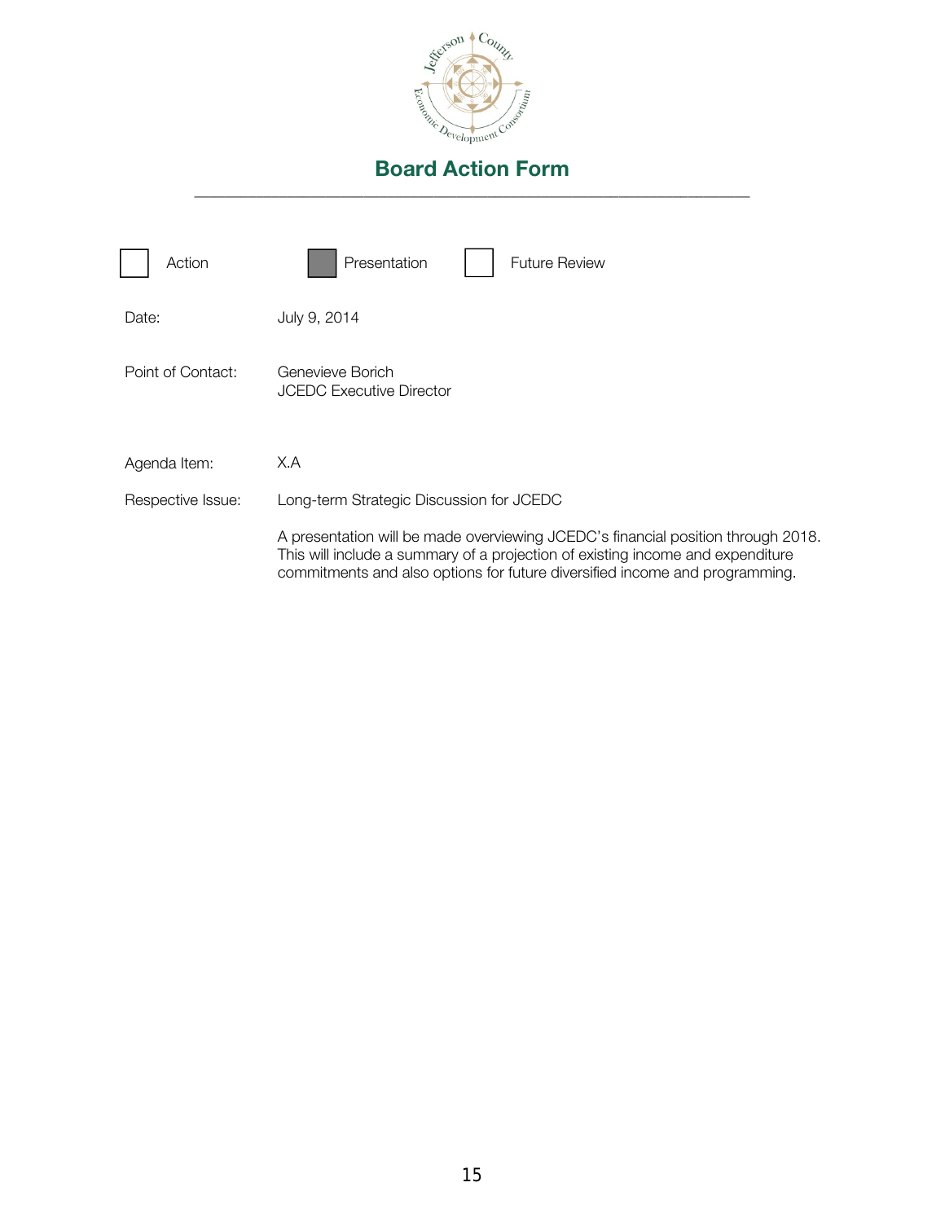# Board Action Form

---

| | | |
|---|---|---|
| ☐ Action | ☒ Presentation | ☐ Future Review |

Date: July 9, 2014

Point of Contact: Genevieve Borich
JCEDC Executive Director

Agenda Item: X.A

Respective Issue: Long-term Strategic Discussion for JCEDC

A presentation will be made overviewing JCEDC's financial position through 2018. This will include a summary of a projection of existing income and expenditure commitments and also options for future diversified income and programming.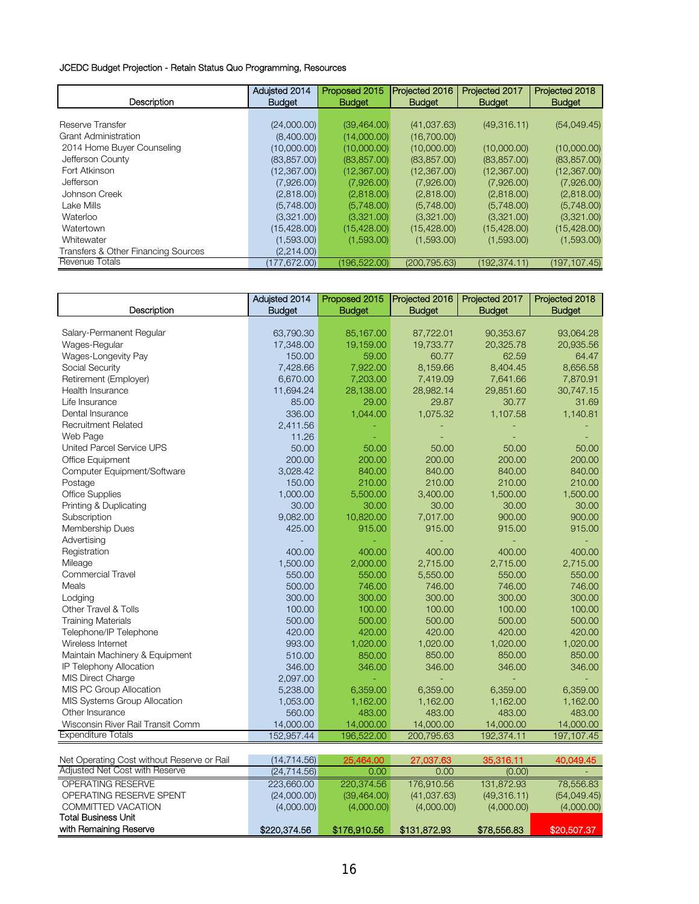JCEDC Budget Projection - Retain Status Quo Programming, Resources

| Description | Adjusted 2014 Budget | Proposed 2015 Budget | Projected 2016 Budget | Projected 2017 Budget | Projected 2018 Budget |
|---|---|---|---|---|---|
| Reserve Transfer | (24,000.00) | (39,464.00) | (41,037.63) | (49,316.11) | (54,049.45) |
| Grant Administration | (8,400.00) | (14,000.00) | (16,700.00) | | |
| 2014 Home Buyer Counseling | (10,000.00) | (10,000.00) | (10,000.00) | (10,000.00) | (10,000.00) |
| Jefferson County | (83,857.00) | (83,857.00) | (83,857.00) | (83,857.00) | (83,857.00) |
| Fort Atkinson | (12,367.00) | (12,367.00) | (12,367.00) | (12,367.00) | (12,367.00) |
| Jefferson | (7,926.00) | (7,926.00) | (7,926.00) | (7,926.00) | (7,926.00) |
| Johnson Creek | (2,818.00) | (2,818.00) | (2,818.00) | (2,818.00) | (2,818.00) |
| Lake Mills | (5,748.00) | (5,748.00) | (5,748.00) | (5,748.00) | (5,748.00) |
| Waterloo | (3,321.00) | (3,321.00) | (3,321.00) | (3,321.00) | (3,321.00) |
| Watertown | (15,428.00) | (15,428.00) | (15,428.00) | (15,428.00) | (15,428.00) |
| Whitewater | (1,593.00) | (1,593.00) | (1,593.00) | (1,593.00) | (1,593.00) |
| Transfers & Other Financing Sources | (2,214.00) | | | | |
| Revenue Totals | (177,672.00) | (196,522.00) | (200,795.63) | (192,374.11) | (197,107.45) |

| Description | Adjusted 2014 Budget | Proposed 2015 Budget | Projected 2016 Budget | Projected 2017 Budget | Projected 2018 Budget |
|---|---|---|---|---|---|
| Salary-Permanent Regular | 63,790.30 | 85,167.00 | 87,722.01 | 90,353.67 | 93,064.28 |
| Wages-Regular | 17,348.00 | 19,159.00 | 19,733.77 | 20,325.78 | 20,935.56 |
| Wages-Longevity Pay | 150.00 | 59.00 | 60.77 | 62.59 | 64.47 |
| Social Security | 7,428.66 | 7,922.00 | 8,159.66 | 8,404.45 | 8,656.58 |
| Retirement (Employer) | 6,670.00 | 7,203.00 | 7,419.09 | 7,641.66 | 7,870.91 |
| Health Insurance | 11,694.24 | 28,138.00 | 28,982.14 | 29,851.60 | 30,747.15 |
| Life Insurance | 85.00 | 29.00 | 29.87 | 30.77 | 31.69 |
| Dental Insurance | 336.00 | 1,044.00 | 1,075.32 | 1,107.58 | 1,140.81 |
| Recruitment Related | 2,411.56 | - | - | - | - |
| Web Page | 11.26 | - | - | - | - |
| United Parcel Service UPS | 50.00 | 50.00 | 50.00 | 50.00 | 50.00 |
| Office Equipment | 200.00 | 200.00 | 200.00 | 200.00 | 200.00 |
| Computer Equipment/Software | 3,028.42 | 840.00 | 840.00 | 840.00 | 840.00 |
| Postage | 150.00 | 210.00 | 210.00 | 210.00 | 210.00 |
| Office Supplies | 1,000.00 | 5,500.00 | 3,400.00 | 1,500.00 | 1,500.00 |
| Printing & Duplicating | 30.00 | 30.00 | 30.00 | 30.00 | 30.00 |
| Subscription | 9,082.00 | 10,820.00 | 7,017.00 | 900.00 | 900.00 |
| Membership Dues | 425.00 | 915.00 | 915.00 | 915.00 | 915.00 |
| Advertising | - | - | - | - | - |
| Registration | 400.00 | 400.00 | 400.00 | 400.00 | 400.00 |
| Mileage | 1,500.00 | 2,000.00 | 2,715.00 | 2,715.00 | 2,715.00 |
| Commercial Travel | 550.00 | 550.00 | 5,550.00 | 550.00 | 550.00 |
| Meals | 500.00 | 746.00 | 746.00 | 746.00 | 746.00 |
| Lodging | 300.00 | 300.00 | 300.00 | 300.00 | 300.00 |
| Other Travel & Tolls | 100.00 | 100.00 | 100.00 | 100.00 | 100.00 |
| Training Materials | 500.00 | 500.00 | 500.00 | 500.00 | 500.00 |
| Telephone/IP Telephone | 420.00 | 420.00 | 420.00 | 420.00 | 420.00 |
| Wireless Internet | 993.00 | 1,020.00 | 1,020.00 | 1,020.00 | 1,020.00 |
| Maintain Machinery & Equipment | 510.00 | 850.00 | 850.00 | 850.00 | 850.00 |
| IP Telephony Allocation | 346.00 | 346.00 | 346.00 | 346.00 | 346.00 |
| MIS Direct Charge | 2,097.00 | - | - | - | - |
| MIS PC Group Allocation | 5,238.00 | 6,359.00 | 6,359.00 | 6,359.00 | 6,359.00 |
| MIS Systems Group Allocation | 1,053.00 | 1,162.00 | 1,162.00 | 1,162.00 | 1,162.00 |
| Other Insurance | 560.00 | 483.00 | 483.00 | 483.00 | 483.00 |
| Wisconsin River Rail Transit Comm | 14,000.00 | 14,000.00 | 14,000.00 | 14,000.00 | 14,000.00 |
| Expenditure Totals | 152,957.44 | 196,522.00 | 200,795.63 | 192,374.11 | 197,107.45 |
| | | | | | |
| Net Operating Cost without Reserve or Rail | (14,714.56) | 25,464.00 | 27,037.63 | 35,316.11 | 40,049.45 |
| Adjusted Net Cost with Reserve | (24,714.56) | 0.00 | 0.00 | (0.00) | - |
| OPERATING RESERVE | 223,660.00 | 220,374.56 | 176,910.56 | 131,872.93 | 78,556.83 |
| OPERATING RESERVE SPENT | (24,000.00) | (39,464.00) | (41,037.63) | (49,316.11) | (54,049.45) |
| COMMITTED VACATION | (4,000.00) | (4,000.00) | (4,000.00) | (4,000.00) | (4,000.00) |
| **Total Business Unit with Remaining Reserve** | $220,374.56 | $176,910.56 | $131,872.93 | $78,556.83 | $20,507.37 |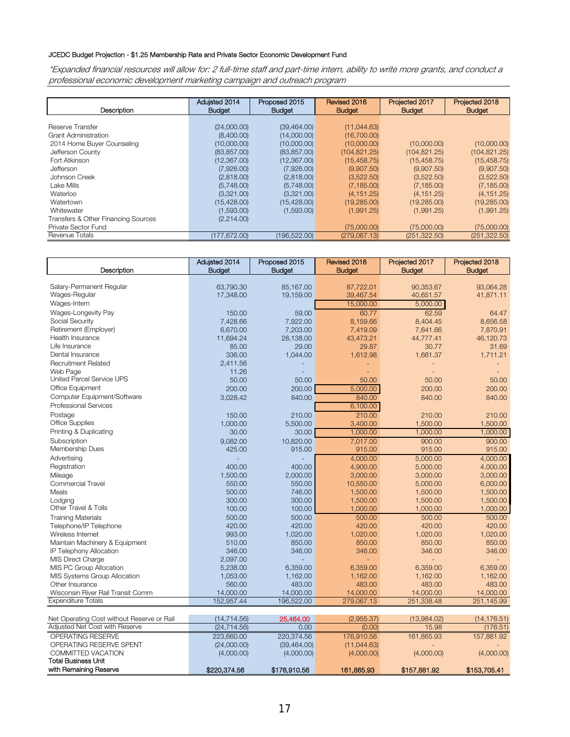JCEDC Budget Projection - $1.25 Membership Rate and Private Sector Economic Development Fund

*\*Expanded financial resources will allow for: 2 full-time staff and part-time intern, ability to write more grants, and conduct a professional economic development marketing campaign and outreach program*

| Description | Adjusted 2014 Budget | Proposed 2015 Budget | Revised 2016 Budget | Projected 2017 Budget | Projected 2018 Budget |
|---|---|---|---|---|---|
| Reserve Transfer | (24,000.00) | (39,464.00) | (11,044.63) | | |
| Grant Administration | (8,400.00) | (14,000.00) | (16,700.00) | | |
| 2014 Home Buyer Counseling | (10,000.00) | (10,000.00) | (10,000.00) | (10,000.00) | (10,000.00) |
| Jefferson County | (83,857.00) | (83,857.00) | (104,821.25) | (104,821.25) | (104,821.25) |
| Fort Atkinson | (12,367.00) | (12,367.00) | (15,458.75) | (15,458.75) | (15,458.75) |
| Jefferson | (7,926.00) | (7,926.00) | (9,907.50) | (9,907.50) | (9,907.50) |
| Johnson Creek | (2,818.00) | (2,818.00) | (3,522.50) | (3,522.50) | (3,522.50) |
| Lake Mills | (5,748.00) | (5,748.00) | (7,185.00) | (7,185.00) | (7,185.00) |
| Waterloo | (3,321.00) | (3,321.00) | (4,151.25) | (4,151.25) | (4,151.25) |
| Watertown | (15,428.00) | (15,428.00) | (19,285.00) | (19,285.00) | (19,285.00) |
| Whitewater | (1,593.00) | (1,593.00) | (1,991.25) | (1,991.25) | (1,991.25) |
| Transfers & Other Financing Sources | (2,214.00) | | | | |
| Private Sector Fund | | | (75,000.00) | (75,000.00) | (75,000.00) |
| Revenue Totals | (177,672.00) | (196,522.00) | (279,067.13) | (251,322.50) | (251,322.50) |

| Description | Adjusted 2014 Budget | Proposed 2015 Budget | Revised 2016 Budget | Projected 2017 Budget | Projected 2018 Budget |
|---|---|---|---|---|---|
| Salary-Permanent Regular | 63,790.30 | 85,167.00 | 87,722.01 | 90,353.67 | 93,064.28 |
| Wages-Regular | 17,348.00 | 19,159.00 | 39,467.54 | 40,651.57 | 41,871.11 |
| Wages-Intern | | | 15,000.00 | 5,000.00 | |
| Wages-Longevity Pay | 150.00 | 59.00 | 60.77 | 62.59 | 64.47 |
| Social Security | 7,428.66 | 7,922.00 | 8,159.66 | 8,404.45 | 8,656.58 |
| Retirement (Employer) | 6,670.00 | 7,203.00 | 7,419.09 | 7,641.66 | 7,870.91 |
| Health Insurance | 11,694.24 | 28,138.00 | 43,473.21 | 44,777.41 | 46,120.73 |
| Life Insurance | 85.00 | 29.00 | 29.87 | 30.77 | 31.69 |
| Dental Insurance | 336.00 | 1,044.00 | 1,612.98 | 1,661.37 | 1,711.21 |
| Recruitment Related | 2,411.56 | - | - | - | - |
| Web Page | 11.26 | - | - | - | - |
| United Parcel Service UPS | 50.00 | 50.00 | 50.00 | 50.00 | 50.00 |
| Office Equipment | 200.00 | 200.00 | 5,000.00 | 200.00 | 200.00 |
| Computer Equipment/Software | 3,028.42 | 840.00 | 840.00 | 840.00 | 840.00 |
| Professional Services | | | 6,100.00 | | |
| Postage | 150.00 | 210.00 | 210.00 | 210.00 | 210.00 |
| Office Supplies | 1,000.00 | 5,500.00 | 3,400.00 | 1,500.00 | 1,500.00 |
| Printing & Duplicating | 30.00 | 30.00 | 1,000.00 | 1,000.00 | 1,000.00 |
| Subscription | 9,082.00 | 10,820.00 | 7,017.00 | 900.00 | 900.00 |
| Membership Dues | 425.00 | 915.00 | 915.00 | 915.00 | 915.00 |
| Advertising | - | - | 4,000.00 | 5,000.00 | 4,000.00 |
| Registration | 400.00 | 400.00 | 4,900.00 | 5,000.00 | 4,000.00 |
| Mileage | 1,500.00 | 2,000.00 | 3,000.00 | 3,000.00 | 3,000.00 |
| Commercial Travel | 550.00 | 550.00 | 10,550.00 | 5,000.00 | 6,000.00 |
| Meals | 500.00 | 746.00 | 1,500.00 | 1,500.00 | 1,500.00 |
| Lodging | 300.00 | 300.00 | 1,500.00 | 1,500.00 | 1,500.00 |
| Other Travel & Tolls | 100.00 | 100.00 | 1,000.00 | 1,000.00 | 1,000.00 |
| Training Materials | 500.00 | 500.00 | 500.00 | 500.00 | 500.00 |
| Telephone/IP Telephone | 420.00 | 420.00 | 420.00 | 420.00 | 420.00 |
| Wireless Internet | 993.00 | 1,020.00 | 1,020.00 | 1,020.00 | 1,020.00 |
| Maintain Machinery & Equipment | 510.00 | 850.00 | 850.00 | 850.00 | 850.00 |
| IP Telephony Allocation | 346.00 | 346.00 | 346.00 | 346.00 | 346.00 |
| MIS Direct Charge | 2,097.00 | - | - | - | - |
| MIS PC Group Allocation | 5,238.00 | 6,359.00 | 6,359.00 | 6,359.00 | 6,359.00 |
| MIS Systems Group Allocation | 1,053.00 | 1,162.00 | 1,162.00 | 1,162.00 | 1,162.00 |
| Other Insurance | 560.00 | 483.00 | 483.00 | 483.00 | 483.00 |
| Wisconsin River Rail Transit Comm | 14,000.00 | 14,000.00 | 14,000.00 | 14,000.00 | 14,000.00 |
| Expenditure Totals | 152,957.44 | 196,522.00 | 279,067.13 | 251,338.48 | 251,145.99 |
| | | | | | |
| Net Operating Cost without Reserve or Rail | (14,714.56) | 25,464.00 | (2,955.37) | (13,984.02) | (14,176.51) |
| Adjusted Net Cost with Reserve | (24,714.56) | 0.00 | (0.00) | 15.98 | (176.51) |
| OPERATING RESERVE | 223,660.00 | 220,374.56 | 176,910.56 | 161,865.93 | 157,881.92 |
| OPERATING RESERVE SPENT | (24,000.00) | (39,464.00) | (11,044.63) | - | - |
| COMMITTED VACATION | (4,000.00) | (4,000.00) | (4,000.00) | (4,000.00) | (4,000.00) |
| **Total Business Unit with Remaining Reserve** | $220,374.56 | $176,910.56 | 161,865.93 | $157,881.92 | $153,705.41 |